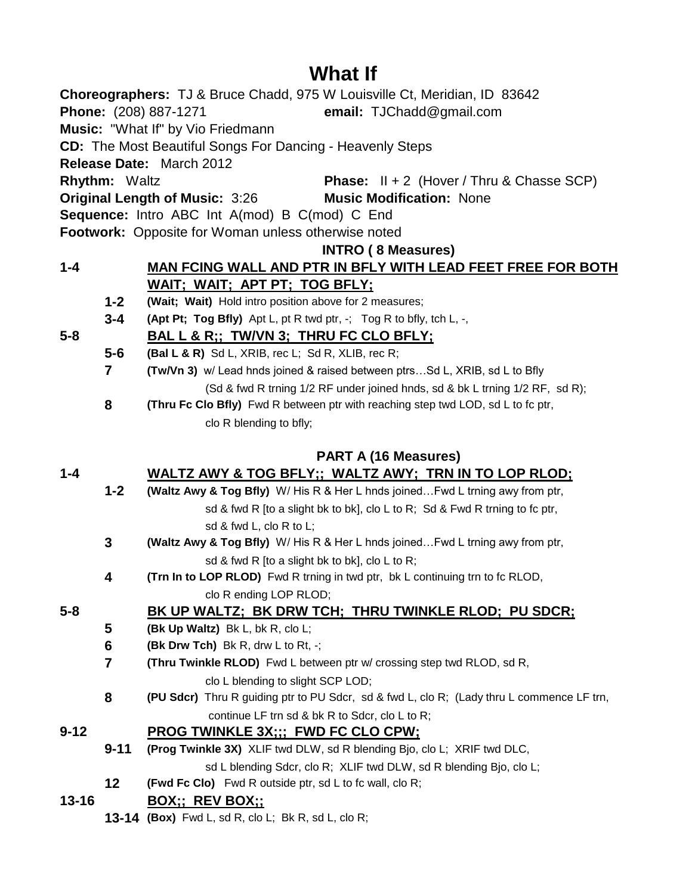# What If

**Choreographers:** TJ & Bruce Chadd, 975 W Louisville Ct, Meridian, ID 83642
**Phone:** (208) 887-1271 **email:** TJChadd@gmail.com
**Music:** "What If" by Vio Friedmann
**CD:** The Most Beautiful Songs For Dancing - Heavenly Steps
**Release Date:** March 2012
**Rhythm:** Waltz **Phase:** II + 2 (Hover / Thru & Chasse SCP)
**Original Length of Music:** 3:26 **Music Modification:** None
**Sequence:** Intro ABC Int A(mod) B C(mod) C End
**Footwork:** Opposite for Woman unless otherwise noted

## INTRO ( 8 Measures)

**1-4** **MAN FCING WALL AND PTR IN BFLY WITH LEAD FEET FREE FOR BOTH WAIT; WAIT; APT PT; TOG BFLY;**

- **1-2** **(Wait; Wait)** Hold intro position above for 2 measures;
- **3-4** **(Apt Pt; Tog Bfly)** Apt L, pt R twd ptr, -; Tog R to bfly, tch L, -,

**5-8** **BAL L & R;; TW/VN 3; THRU FC CLO BFLY;**

- **5-6** **(Bal L & R)** Sd L, XRIB, rec L; Sd R, XLIB, rec R;
- **7** **(Tw/Vn 3)** w/ Lead hnds joined & raised between ptrs…Sd L, XRIB, sd L to Bfly
  (Sd & fwd R trning 1/2 RF under joined hnds, sd & bk L trning 1/2 RF, sd R);
- **8** **(Thru Fc Clo Bfly)** Fwd R between ptr with reaching step twd LOD, sd L to fc ptr,
  clo R blending to bfly;

## PART A (16 Measures)

**1-4** **WALTZ AWY & TOG BFLY;; WALTZ AWY; TRN IN TO LOP RLOD;**

- **1-2** **(Waltz Awy & Tog Bfly)** W/ His R & Her L hnds joined…Fwd L trning awy from ptr,
  sd & fwd R [to a slight bk to bk], clo L to R; Sd & Fwd R trning to fc ptr,
  sd & fwd L, clo R to L;
- **3** **(Waltz Awy & Tog Bfly)** W/ His R & Her L hnds joined…Fwd L trning awy from ptr,
  sd & fwd R [to a slight bk to bk], clo L to R;
- **4** **(Trn In to LOP RLOD)** Fwd R trning in twd ptr, bk L continuing trn to fc RLOD,
  clo R ending LOP RLOD;

**5-8** **BK UP WALTZ; BK DRW TCH; THRU TWINKLE RLOD; PU SDCR;**

- **5** **(Bk Up Waltz)** Bk L, bk R, clo L;
- **6** **(Bk Drw Tch)** Bk R, drw L to Rt, -;
- **7** **(Thru Twinkle RLOD)** Fwd L between ptr w/ crossing step twd RLOD, sd R,
  clo L blending to slight SCP LOD;
- **8** **(PU Sdcr)** Thru R guiding ptr to PU Sdcr, sd & fwd L, clo R; (Lady thru L commence LF trn,
  continue LF trn sd & bk R to Sdcr, clo L to R;

**9-12** **PROG TWINKLE 3X;;; FWD FC CLO CPW;**

- **9-11** **(Prog Twinkle 3X)** XLIF twd DLW, sd R blending Bjo, clo L; XRIF twd DLC,
  sd L blending Sdcr, clo R; XLIF twd DLW, sd R blending Bjo, clo L;
- **12** **(Fwd Fc Clo)** Fwd R outside ptr, sd L to fc wall, clo R;

**13-16** **BOX;; REV BOX;;**

- **13-14** **(Box)** Fwd L, sd R, clo L; Bk R, sd L, clo R;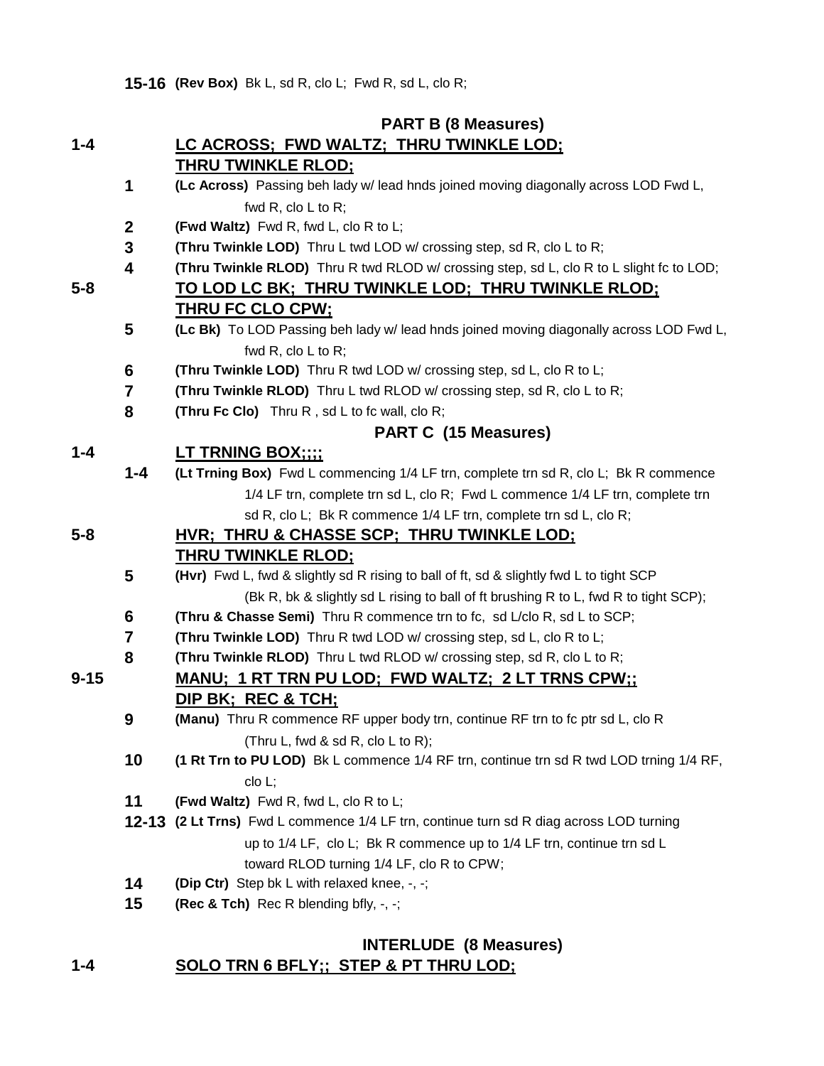**15-16** **(Rev Box)** Bk L, sd R, clo L; Fwd R, sd L, clo R;

## PART B (8 Measures)

**1-4** **<u>LC ACROSS; FWD WALTZ; THRU TWINKLE LOD; THRU TWINKLE RLOD;</u>**

**1** **(Lc Across)** Passing beh lady w/ lead hnds joined moving diagonally across LOD Fwd L, fwd R, clo L to R;

**2** **(Fwd Waltz)** Fwd R, fwd L, clo R to L;

**3** **(Thru Twinkle LOD)** Thru L twd LOD w/ crossing step, sd R, clo L to R;

**4** **(Thru Twinkle RLOD)** Thru R twd RLOD w/ crossing step, sd L, clo R to L slight fc to LOD;

**5-8** **<u>TO LOD LC BK; THRU TWINKLE LOD; THRU TWINKLE RLOD; THRU FC CLO CPW;</u>**

**5** **(Lc Bk)** To LOD Passing beh lady w/ lead hnds joined moving diagonally across LOD Fwd L, fwd R, clo L to R;

**6** **(Thru Twinkle LOD)** Thru R twd LOD w/ crossing step, sd L, clo R to L;

**7** **(Thru Twinkle RLOD)** Thru L twd RLOD w/ crossing step, sd R, clo L to R;

**8** **(Thru Fc Clo)** Thru R , sd L to fc wall, clo R;

## PART C (15 Measures)

**1-4** **<u>LT TRNING BOX;;;;</u>**

**1-4** **(Lt Trning Box)** Fwd L commencing 1/4 LF trn, complete trn sd R, clo L; Bk R commence 1/4 LF trn, complete trn sd L, clo R; Fwd L commence 1/4 LF trn, complete trn sd R, clo L; Bk R commence 1/4 LF trn, complete trn sd L, clo R;

**5-8** **<u>HVR; THRU & CHASSE SCP; THRU TWINKLE LOD; THRU TWINKLE RLOD;</u>**

**5** **(Hvr)** Fwd L, fwd & slightly sd R rising to ball of ft, sd & slightly fwd L to tight SCP (Bk R, bk & slightly sd L rising to ball of ft brushing R to L, fwd R to tight SCP);

**6** **(Thru & Chasse Semi)** Thru R commence trn to fc, sd L/clo R, sd L to SCP;

**7** **(Thru Twinkle LOD)** Thru R twd LOD w/ crossing step, sd L, clo R to L;

**8** **(Thru Twinkle RLOD)** Thru L twd RLOD w/ crossing step, sd R, clo L to R;

**9-15** **<u>MANU; 1 RT TRN PU LOD; FWD WALTZ; 2 LT TRNS CPW;; DIP BK; REC & TCH;</u>**

**9** **(Manu)** Thru R commence RF upper body trn, continue RF trn to fc ptr sd L, clo R (Thru L, fwd & sd R, clo L to R);

**10** **(1 Rt Trn to PU LOD)** Bk L commence 1/4 RF trn, continue trn sd R twd LOD trning 1/4 RF, clo L;

**11** **(Fwd Waltz)** Fwd R, fwd L, clo R to L;

**12-13** **(2 Lt Trns)** Fwd L commence 1/4 LF trn, continue turn sd R diag across LOD turning up to 1/4 LF, clo L; Bk R commence up to 1/4 LF trn, continue trn sd L toward RLOD turning 1/4 LF, clo R to CPW;

**14** **(Dip Ctr)** Step bk L with relaxed knee, -, -;

**15** **(Rec & Tch)** Rec R blending bfly, -, -;

## INTERLUDE (8 Measures)

**1-4** **<u>SOLO TRN 6 BFLY;; STEP & PT THRU LOD;</u>**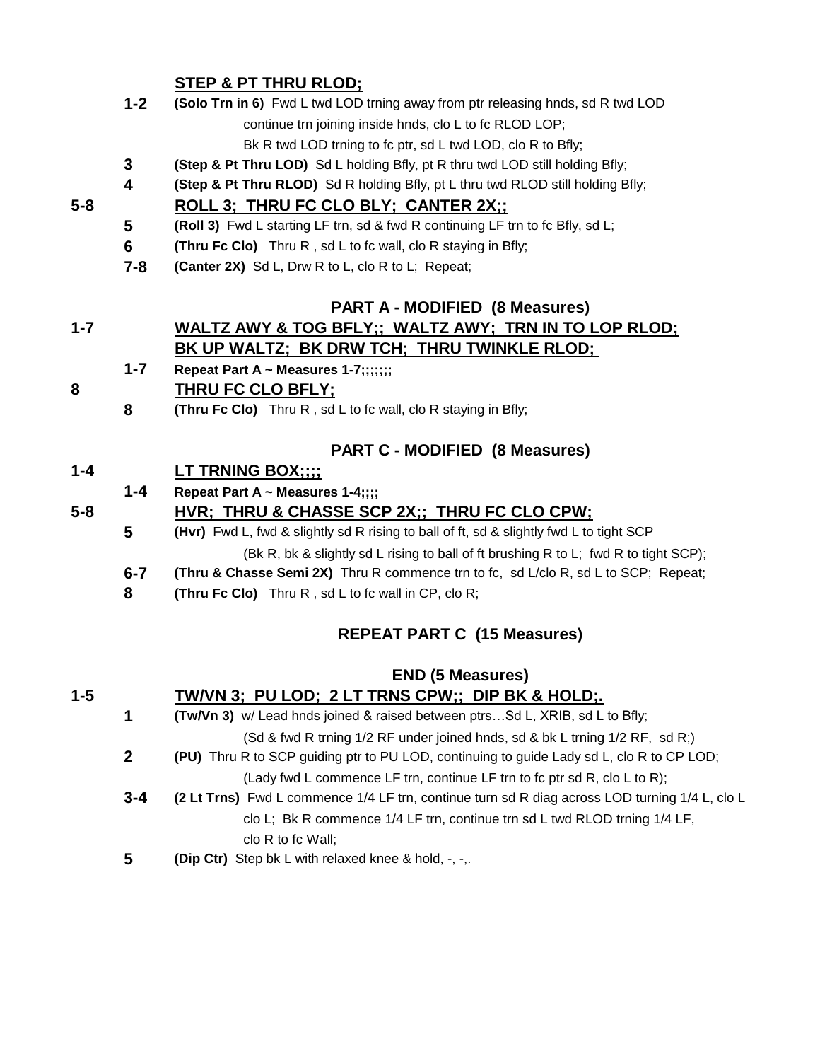**STEP & PT THRU RLOD;**

**1-2** **(Solo Trn in 6)** Fwd L twd LOD trning away from ptr releasing hnds, sd R twd LOD continue trn joining inside hnds, clo L to fc RLOD LOP;
Bk R twd LOD trning to fc ptr, sd L twd LOD, clo R to Bfly;

**3** **(Step & Pt Thru LOD)** Sd L holding Bfly, pt R thru twd LOD still holding Bfly;

**4** **(Step & Pt Thru RLOD)** Sd R holding Bfly, pt L thru twd RLOD still holding Bfly;

**5-8** **ROLL 3; THRU FC CLO BLY; CANTER 2X;;**

**5** **(Roll 3)** Fwd L starting LF trn, sd & fwd R continuing LF trn to fc Bfly, sd L;

**6** **(Thru Fc Clo)** Thru R , sd L to fc wall, clo R staying in Bfly;

**7-8** **(Canter 2X)** Sd L, Drw R to L, clo R to L; Repeat;

## PART A - MODIFIED (8 Measures)

**1-7** **WALTZ AWY & TOG BFLY;; WALTZ AWY; TRN IN TO LOP RLOD; BK UP WALTZ; BK DRW TCH; THRU TWINKLE RLOD;**

**1-7** **Repeat Part A ~ Measures 1-7;;;;;;;**

**8** **THRU FC CLO BFLY;**

**8** **(Thru Fc Clo)** Thru R , sd L to fc wall, clo R staying in Bfly;

## PART C - MODIFIED (8 Measures)

**1-4** **LT TRNING BOX;;;;**

**1-4** **Repeat Part A ~ Measures 1-4;;;;**

**5-8** **HVR; THRU & CHASSE SCP 2X;; THRU FC CLO CPW;**

**5** **(Hvr)** Fwd L, fwd & slightly sd R rising to ball of ft, sd & slightly fwd L to tight SCP
(Bk R, bk & slightly sd L rising to ball of ft brushing R to L; fwd R to tight SCP);

**6-7** **(Thru & Chasse Semi 2X)** Thru R commence trn to fc, sd L/clo R, sd L to SCP; Repeat;

**8** **(Thru Fc Clo)** Thru R , sd L to fc wall in CP, clo R;

## REPEAT PART C (15 Measures)

## END (5 Measures)

**1-5** **TW/VN 3; PU LOD; 2 LT TRNS CPW;; DIP BK & HOLD;.**

**1** **(Tw/Vn 3)** w/ Lead hnds joined & raised between ptrs…Sd L, XRIB, sd L to Bfly;
(Sd & fwd R trning 1/2 RF under joined hnds, sd & bk L trning 1/2 RF, sd R;)

**2** **(PU)** Thru R to SCP guiding ptr to PU LOD, continuing to guide Lady sd L, clo R to CP LOD;
(Lady fwd L commence LF trn, continue LF trn to fc ptr sd R, clo L to R);

**3-4** **(2 Lt Trns)** Fwd L commence 1/4 LF trn, continue turn sd R diag across LOD turning 1/4 L, clo L clo L; Bk R commence 1/4 LF trn, continue trn sd L twd RLOD trning 1/4 LF, clo R to fc Wall;

**5** **(Dip Ctr)** Step bk L with relaxed knee & hold, -, -,.